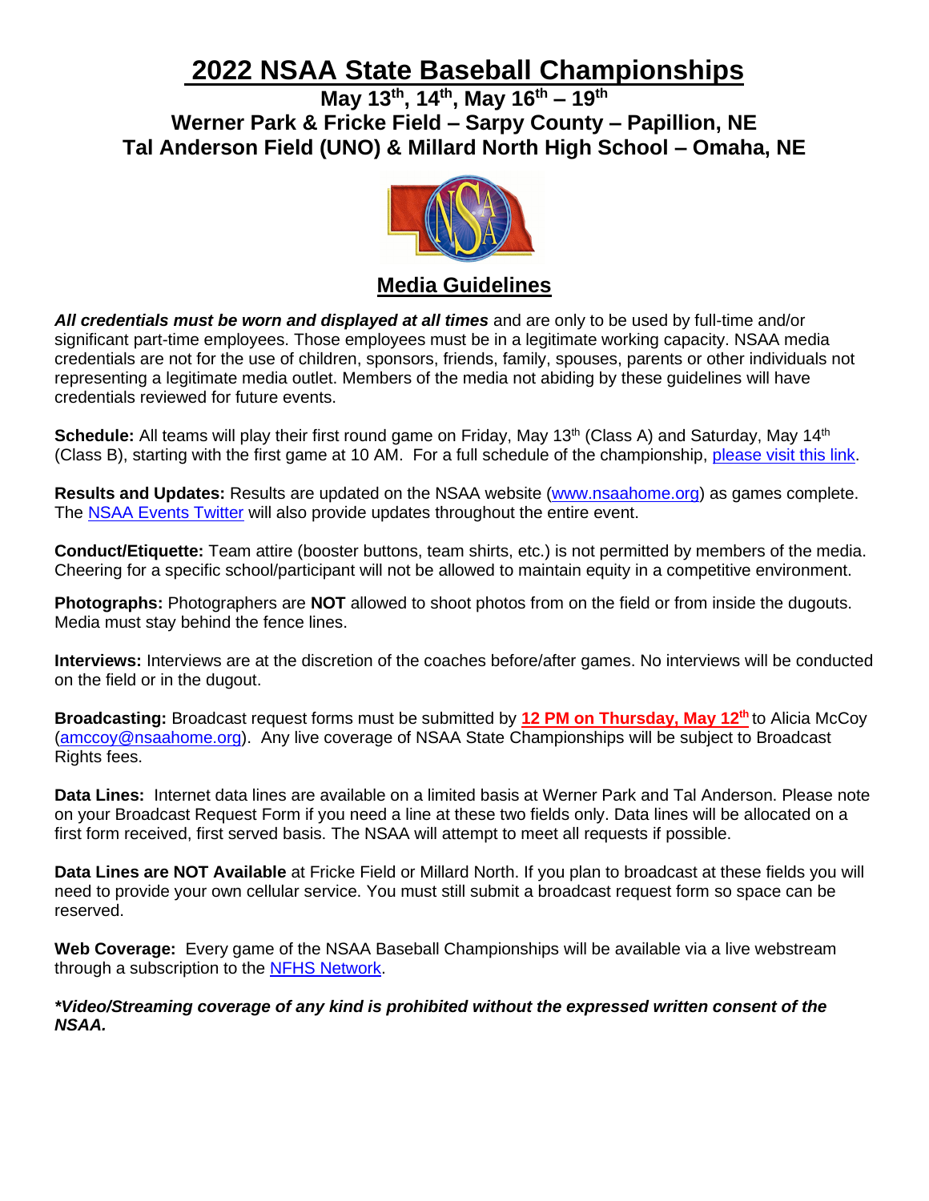# 2022 NSAA State Baseball Championships

## May 13th, 14th, May 16th – 19th
## Werner Park & Fricke Field – Sarpy County – Papillion, NE
## Tal Anderson Field (UNO) & Millard North High School – Omaha, NE

## Media Guidelines

***All credentials must be worn and displayed at all times*** and are only to be used by full-time and/or significant part-time employees. Those employees must be in a legitimate working capacity. NSAA media credentials are not for the use of children, sponsors, friends, family, spouses, parents or other individuals not representing a legitimate media outlet. Members of the media not abiding by these guidelines will have credentials reviewed for future events.

**Schedule:** All teams will play their first round game on Friday, May 13th (Class A) and Saturday, May 14th (Class B), starting with the first game at 10 AM. For a full schedule of the championship, please visit this link.

**Results and Updates:** Results are updated on the NSAA website (www.nsaahome.org) as games complete. The NSAA Events Twitter will also provide updates throughout the entire event.

**Conduct/Etiquette:** Team attire (booster buttons, team shirts, etc.) is not permitted by members of the media. Cheering for a specific school/participant will not be allowed to maintain equity in a competitive environment.

**Photographs:** Photographers are **NOT** allowed to shoot photos from on the field or from inside the dugouts. Media must stay behind the fence lines.

**Interviews:** Interviews are at the discretion of the coaches before/after games. No interviews will be conducted on the field or in the dugout.

**Broadcasting:** Broadcast request forms must be submitted by **12 PM on Thursday, May 12th** to Alicia McCoy (amccoy@nsaahome.org). Any live coverage of NSAA State Championships will be subject to Broadcast Rights fees.

**Data Lines:** Internet data lines are available on a limited basis at Werner Park and Tal Anderson. Please note on your Broadcast Request Form if you need a line at these two fields only. Data lines will be allocated on a first form received, first served basis. The NSAA will attempt to meet all requests if possible.

**Data Lines are NOT Available** at Fricke Field or Millard North. If you plan to broadcast at these fields you will need to provide your own cellular service. You must still submit a broadcast request form so space can be reserved.

**Web Coverage:** Every game of the NSAA Baseball Championships will be available via a live webstream through a subscription to the NFHS Network.

***\*Video/Streaming coverage of any kind is prohibited without the expressed written consent of the NSAA.***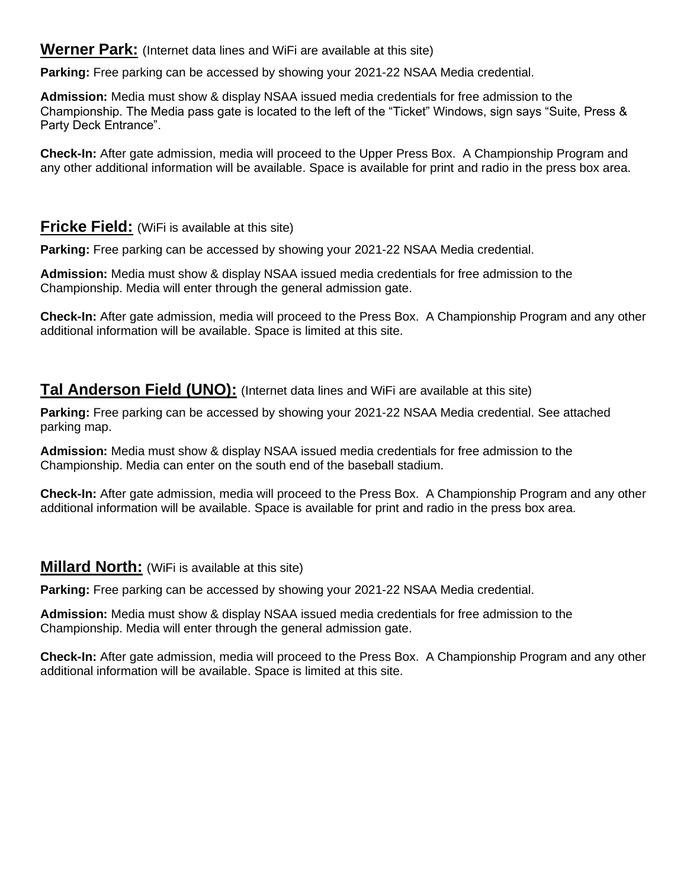## **Werner Park:** (Internet data lines and WiFi are available at this site)

**Parking:** Free parking can be accessed by showing your 2021-22 NSAA Media credential.

**Admission:** Media must show & display NSAA issued media credentials for free admission to the Championship. The Media pass gate is located to the left of the "Ticket" Windows, sign says "Suite, Press & Party Deck Entrance".

**Check-In:** After gate admission, media will proceed to the Upper Press Box. A Championship Program and any other additional information will be available. Space is available for print and radio in the press box area.

## **Fricke Field:** (WiFi is available at this site)

**Parking:** Free parking can be accessed by showing your 2021-22 NSAA Media credential.

**Admission:** Media must show & display NSAA issued media credentials for free admission to the Championship. Media will enter through the general admission gate.

**Check-In:** After gate admission, media will proceed to the Press Box. A Championship Program and any other additional information will be available. Space is limited at this site.

## **Tal Anderson Field (UNO):** (Internet data lines and WiFi are available at this site)

**Parking:** Free parking can be accessed by showing your 2021-22 NSAA Media credential. See attached parking map.

**Admission:** Media must show & display NSAA issued media credentials for free admission to the Championship. Media can enter on the south end of the baseball stadium.

**Check-In:** After gate admission, media will proceed to the Press Box. A Championship Program and any other additional information will be available. Space is available for print and radio in the press box area.

## **Millard North:** (WiFi is available at this site)

**Parking:** Free parking can be accessed by showing your 2021-22 NSAA Media credential.

**Admission:** Media must show & display NSAA issued media credentials for free admission to the Championship. Media will enter through the general admission gate.

**Check-In:** After gate admission, media will proceed to the Press Box. A Championship Program and any other additional information will be available. Space is limited at this site.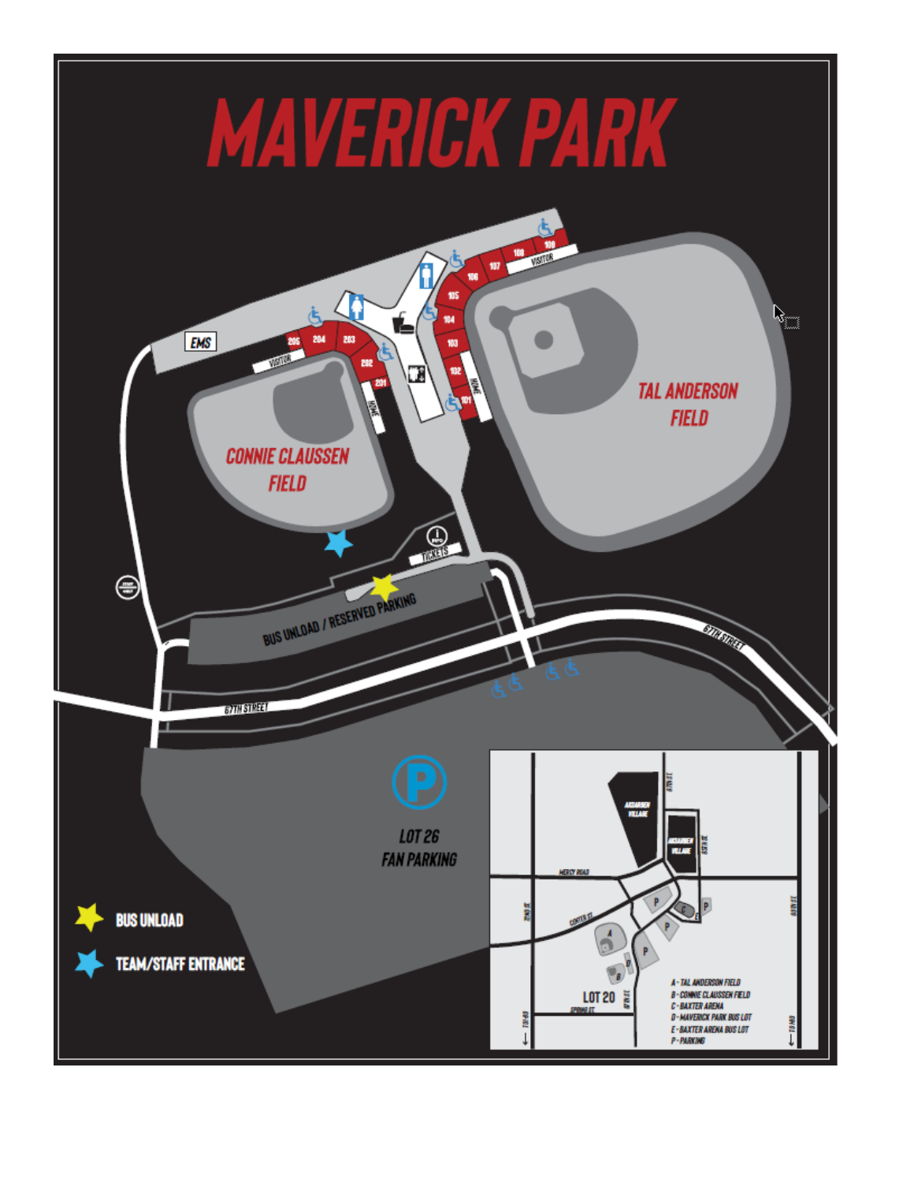# MAVERICK PARK

EMS

VISITOR

205 204 203 202 201

HOME

CONNIE CLAUSSEN FIELD

109 108 107 106 105 104 103 102 101

VISITOR

HOME

TAL ANDERSON FIELD

TICKETS

BUS UNLOAD / RESERVED PARKING

67TH STREET

67TH STREET

LOT 26
FAN PARKING

BUS UNLOAD

TEAM/STAFF ENTRANCE

AKSARBEN VILLAGE

AKSARBEN VILLAGE

MERCY ROAD

CENTER ST

LOT 20

SPRING ST

- A - TAL ANDERSON FIELD
- B - CONNIE CLAUSSEN FIELD
- C - BAXTER ARENA
- D - MAVERICK PARK BUS LOT
- E - BAXTER ARENA BUS LOT
- P - PARKING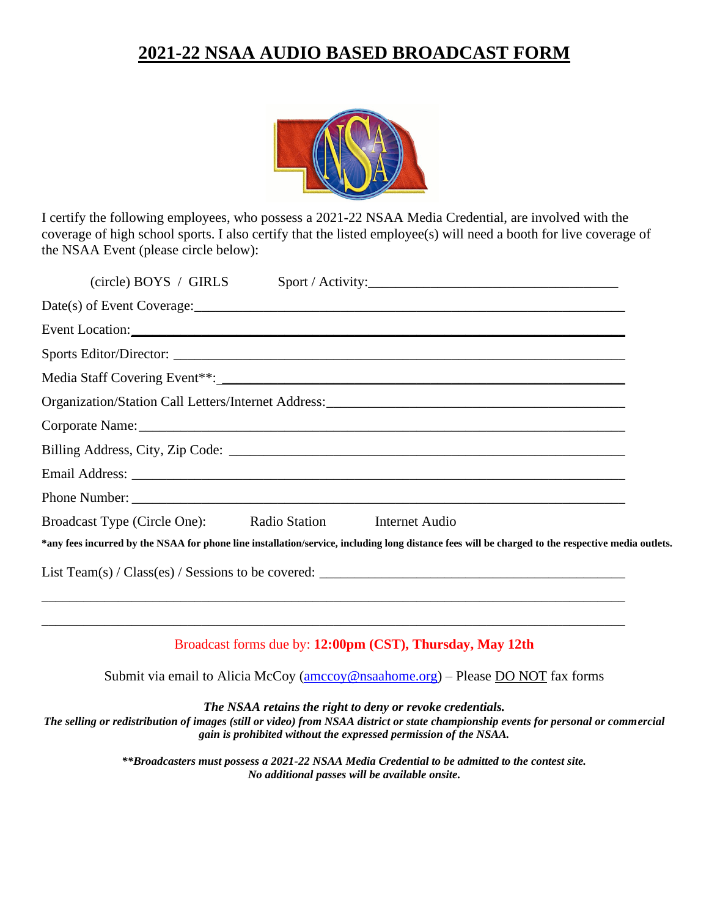# 2021-22 NSAA AUDIO BASED BROADCAST FORM

I certify the following employees, who possess a 2021-22 NSAA Media Credential, are involved with the coverage of high school sports. I also certify that the listed employee(s) will need a booth for live coverage of the NSAA Event (please circle below):

(circle) BOYS / GIRLS      Sport / Activity:___________________________________

Date(s) of Event Coverage:_______________________________________________________________

Event Location:_______________________________________________________________

Sports Editor/Director: _______________________________________________________________

Media Staff Covering Event**:_______________________________________________________________

Organization/Station Call Letters/Internet Address:___________________________________________

Corporate Name:_______________________________________________________________

Billing Address, City, Zip Code: _______________________________________________________

Email Address: _______________________________________________________________

Phone Number: _______________________________________________________________

Broadcast Type (Circle One):      Radio Station      Internet Audio

**\*any fees incurred by the NSAA for phone line installation/service, including long distance fees will be charged to the respective media outlets.**

List Team(s) / Class(es) / Sessions to be covered: ___________________________________________

_______________________________________________________________________________

_______________________________________________________________________________

Broadcast forms due by: **12:00pm (CST), Thursday, May 12th**

Submit via email to Alicia McCoy (amccoy@nsaahome.org) – Please DO NOT fax forms

***The NSAA retains the right to deny or revoke credentials.***
***The selling or redistribution of images (still or video) from NSAA district or state championship events for personal or commercial gain is prohibited without the expressed permission of the NSAA.***

***\*\*Broadcasters must possess a 2021-22 NSAA Media Credential to be admitted to the contest site. No additional passes will be available onsite.***